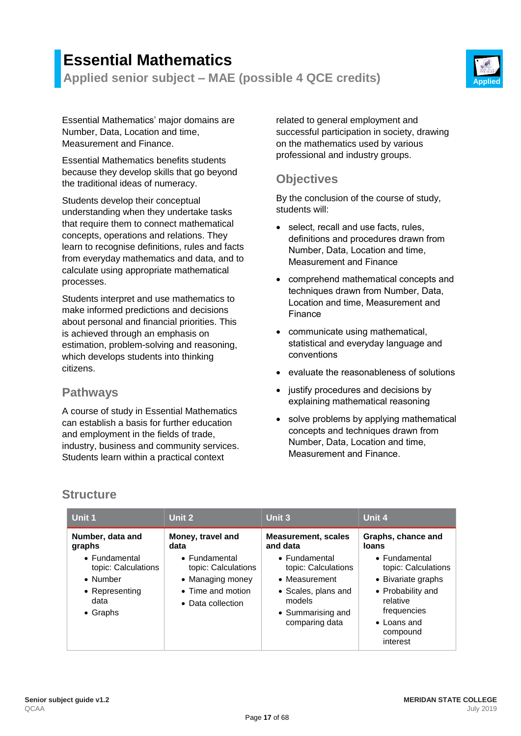# Essential Mathematics

## Applied senior subject – MAE (possible 4 QCE credits)

Applied

Essential Mathematics' major domains are Number, Data, Location and time, Measurement and Finance.

Essential Mathematics benefits students because they develop skills that go beyond the traditional ideas of numeracy.

Students develop their conceptual understanding when they undertake tasks that require them to connect mathematical concepts, operations and relations. They learn to recognise definitions, rules and facts from everyday mathematics and data, and to calculate using appropriate mathematical processes.

Students interpret and use mathematics to make informed predictions and decisions about personal and financial priorities. This is achieved through an emphasis on estimation, problem-solving and reasoning, which develops students into thinking citizens.

### Pathways

A course of study in Essential Mathematics can establish a basis for further education and employment in the fields of trade, industry, business and community services. Students learn within a practical context related to general employment and successful participation in society, drawing on the mathematics used by various professional and industry groups.

### Objectives

By the conclusion of the course of study, students will:

- select, recall and use facts, rules, definitions and procedures drawn from Number, Data, Location and time, Measurement and Finance
- comprehend mathematical concepts and techniques drawn from Number, Data, Location and time, Measurement and Finance
- communicate using mathematical, statistical and everyday language and conventions
- evaluate the reasonableness of solutions
- justify procedures and decisions by explaining mathematical reasoning
- solve problems by applying mathematical concepts and techniques drawn from Number, Data, Location and time, Measurement and Finance.

### Structure

| Unit 1 | Unit 2 | Unit 3 | Unit 4 |
|---|---|---|---|
| **Number, data and graphs**<br>• Fundamental topic: Calculations<br>• Number<br>• Representing data<br>• Graphs | **Money, travel and data**<br>• Fundamental topic: Calculations<br>• Managing money<br>• Time and motion<br>• Data collection | **Measurement, scales and data**<br>• Fundamental topic: Calculations<br>• Measurement<br>• Scales, plans and models<br>• Summarising and comparing data | **Graphs, chance and loans**<br>• Fundamental topic: Calculations<br>• Bivariate graphs<br>• Probability and relative frequencies<br>• Loans and compound interest |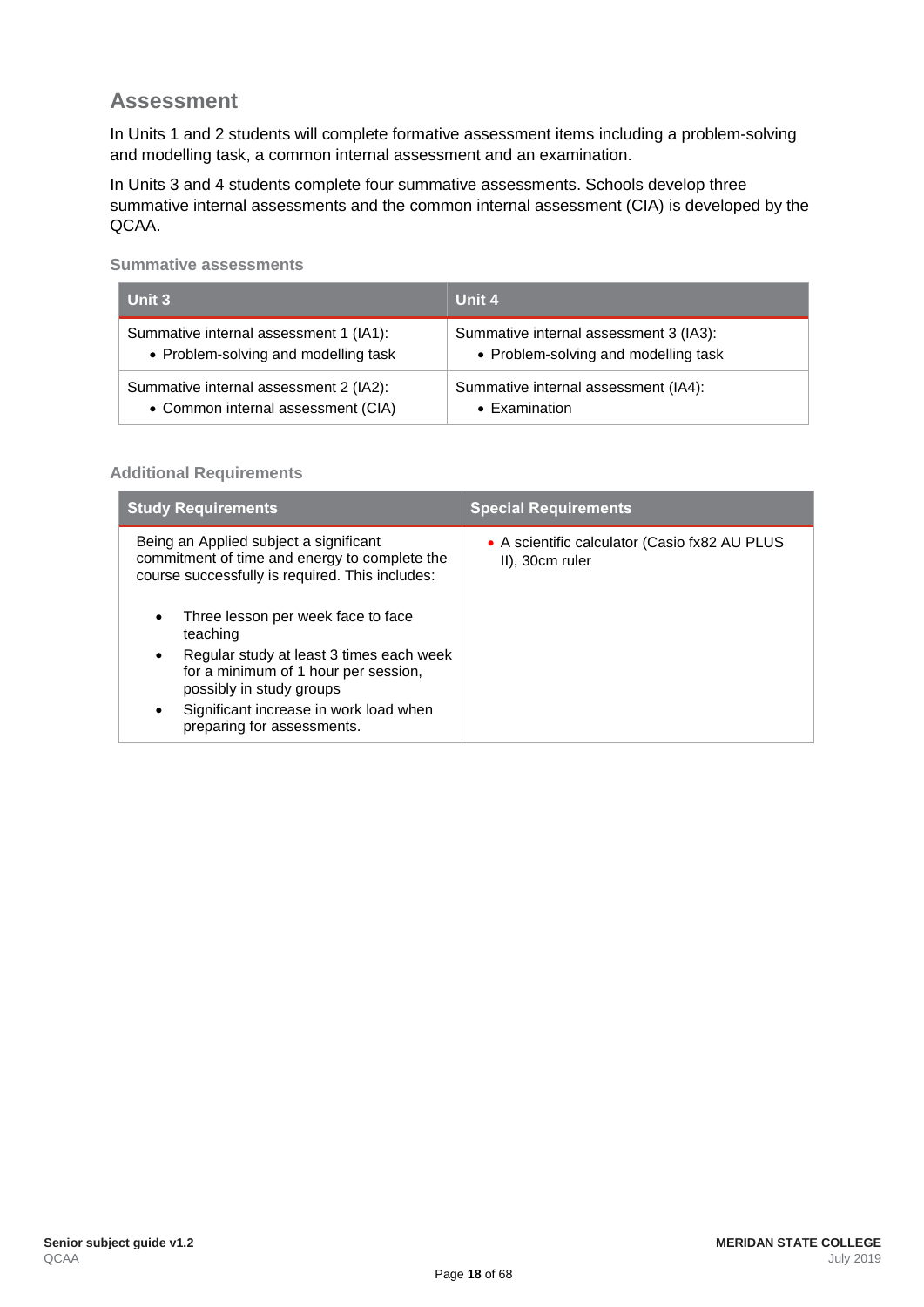## Assessment

In Units 1 and 2 students will complete formative assessment items including a problem-solving and modelling task, a common internal assessment and an examination.

In Units 3 and 4 students complete four summative assessments. Schools develop three summative internal assessments and the common internal assessment (CIA) is developed by the QCAA.

### Summative assessments

| Unit 3 | Unit 4 |
|---|---|
| Summative internal assessment 1 (IA1):<br>• Problem-solving and modelling task | Summative internal assessment 3 (IA3):<br>• Problem-solving and modelling task |
| Summative internal assessment 2 (IA2):<br>• Common internal assessment (CIA) | Summative internal assessment (IA4):<br>• Examination |

### Additional Requirements

| Study Requirements | Special Requirements |
|---|---|
| Being an Applied subject a significant commitment of time and energy to complete the course successfully is required. This includes:<br>• Three lesson per week face to face teaching<br>• Regular study at least 3 times each week for a minimum of 1 hour per session, possibly in study groups<br>• Significant increase in work load when preparing for assessments. | • A scientific calculator (Casio fx82 AU PLUS II), 30cm ruler |